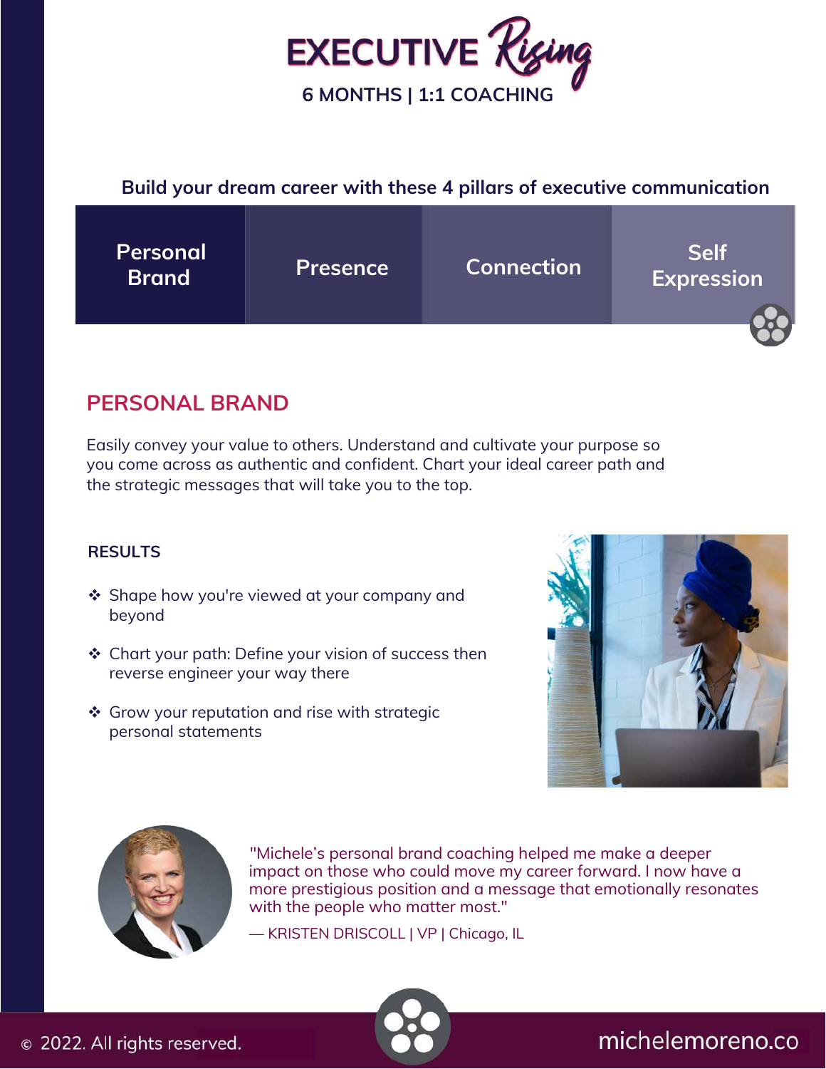# EXECUTIVE Rising

**6 MONTHS | 1:1 COACHING**

**Build your dream career with these 4 pillars of executive communication**

| Personal Brand | Presence | Connection | Self Expression |
|---|---|---|---|

## PERSONAL BRAND

Easily convey your value to others. Understand and cultivate your purpose so you come across as authentic and confident. Chart your ideal career path and the strategic messages that will take you to the top.

### RESULTS

- Shape how you're viewed at your company and beyond
- Chart your path: Define your vision of success then reverse engineer your way there
- Grow your reputation and rise with strategic personal statements

"Michele's personal brand coaching helped me make a deeper impact on those who could move my career forward. I now have a more prestigious position and a message that emotionally resonates with the people who matter most."

— KRISTEN DRISCOLL | VP | Chicago, IL

© 2022. All rights reserved.

michelemoreno.co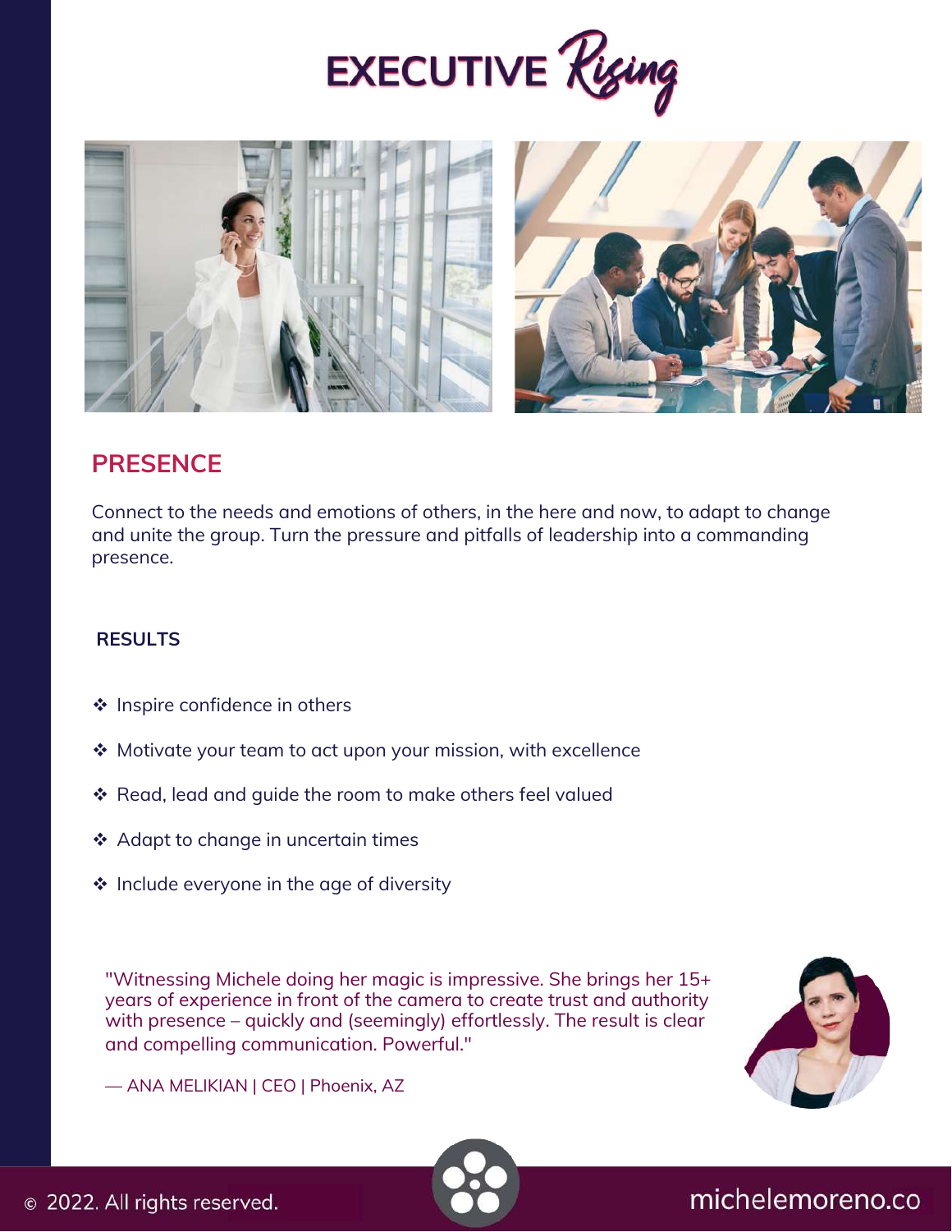# EXECUTIVE *Rising*

## PRESENCE

Connect to the needs and emotions of others, in the here and now, to adapt to change and unite the group. Turn the pressure and pitfalls of leadership into a commanding presence.

### RESULTS

- ❖ Inspire confidence in others
- ❖ Motivate your team to act upon your mission, with excellence
- ❖ Read, lead and guide the room to make others feel valued
- ❖ Adapt to change in uncertain times
- ❖ Include everyone in the age of diversity

"Witnessing Michele doing her magic is impressive. She brings her 15+ years of experience in front of the camera to create trust and authority with presence – quickly and (seemingly) effortlessly. The result is clear and compelling communication. Powerful."

— ANA MELIKIAN | CEO | Phoenix, AZ

© 2022. All rights reserved.

michelemoreno.co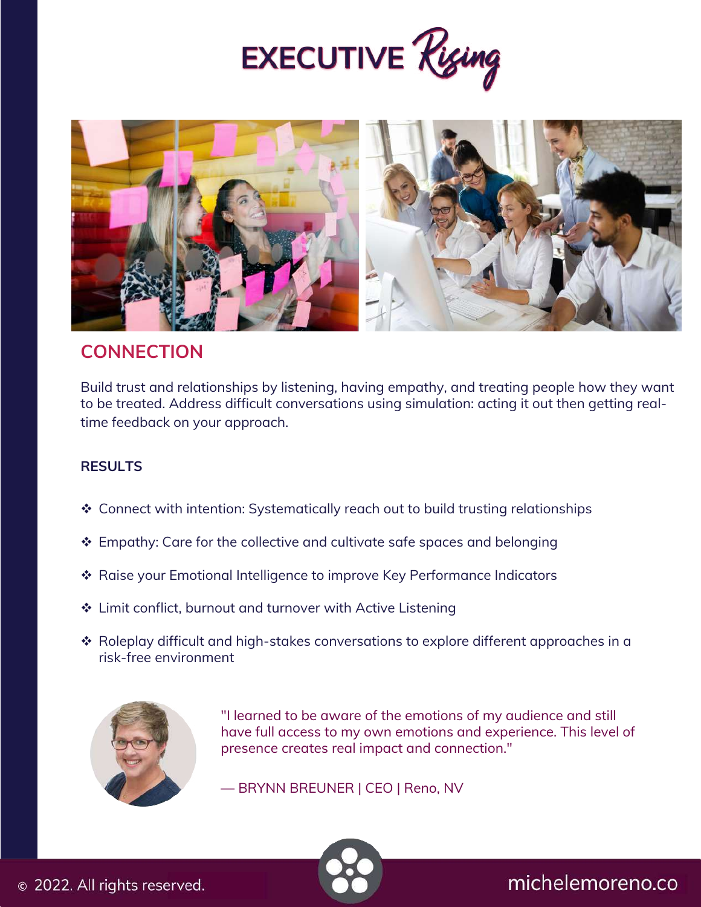# EXECUTIVE Rising

## CONNECTION

Build trust and relationships by listening, having empathy, and treating people how they want to be treated. Address difficult conversations using simulation: acting it out then getting real-time feedback on your approach.

**RESULTS**

- ❖ Connect with intention: Systematically reach out to build trusting relationships
- ❖ Empathy: Care for the collective and cultivate safe spaces and belonging
- ❖ Raise your Emotional Intelligence to improve Key Performance Indicators
- ❖ Limit conflict, burnout and turnover with Active Listening
- ❖ Roleplay difficult and high-stakes conversations to explore different approaches in a risk-free environment

"I learned to be aware of the emotions of my audience and still have full access to my own emotions and experience. This level of presence creates real impact and connection."

— BRYNN BREUNER | CEO | Reno, NV

© 2022. All rights reserved.

michelemoreno.co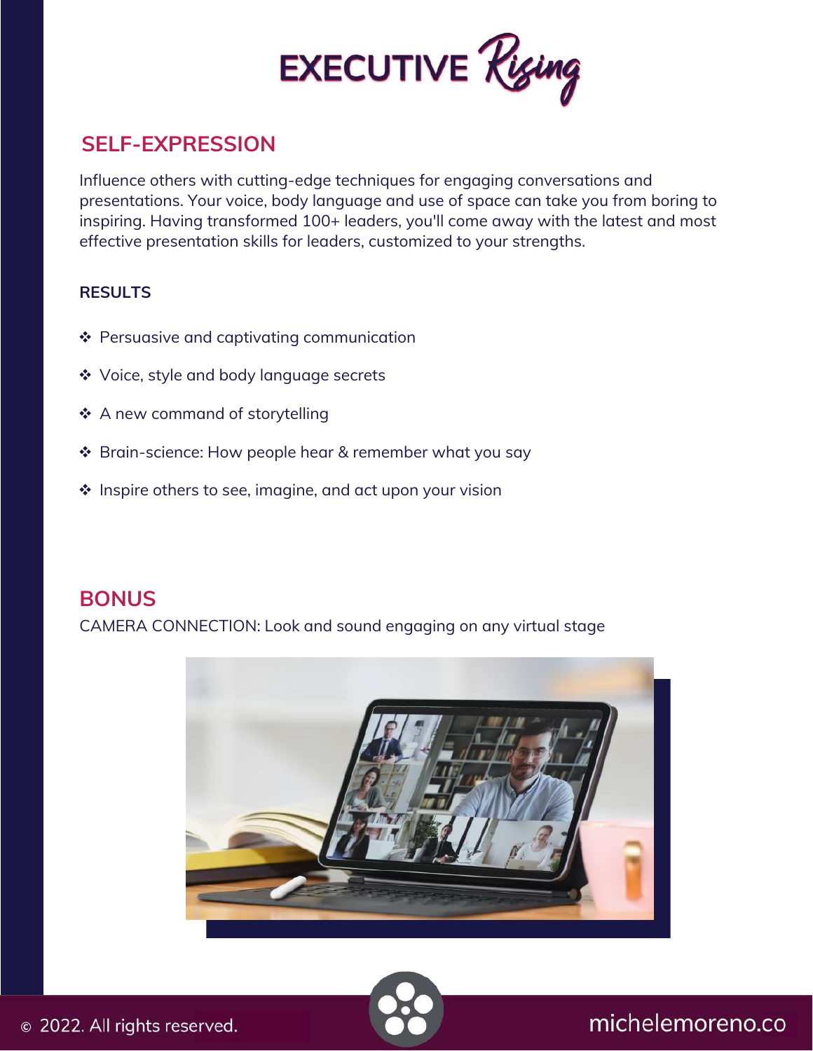# EXECUTIVE Rising

## SELF-EXPRESSION

Influence others with cutting-edge techniques for engaging conversations and presentations. Your voice, body language and use of space can take you from boring to inspiring. Having transformed 100+ leaders, you'll come away with the latest and most effective presentation skills for leaders, customized to your strengths.

**RESULTS**

- Persuasive and captivating communication
- Voice, style and body language secrets
- A new command of storytelling
- Brain-science: How people hear & remember what you say
- Inspire others to see, imagine, and act upon your vision

## BONUS

CAMERA CONNECTION: Look and sound engaging on any virtual stage

© 2022. All rights reserved.

michelemoreno.co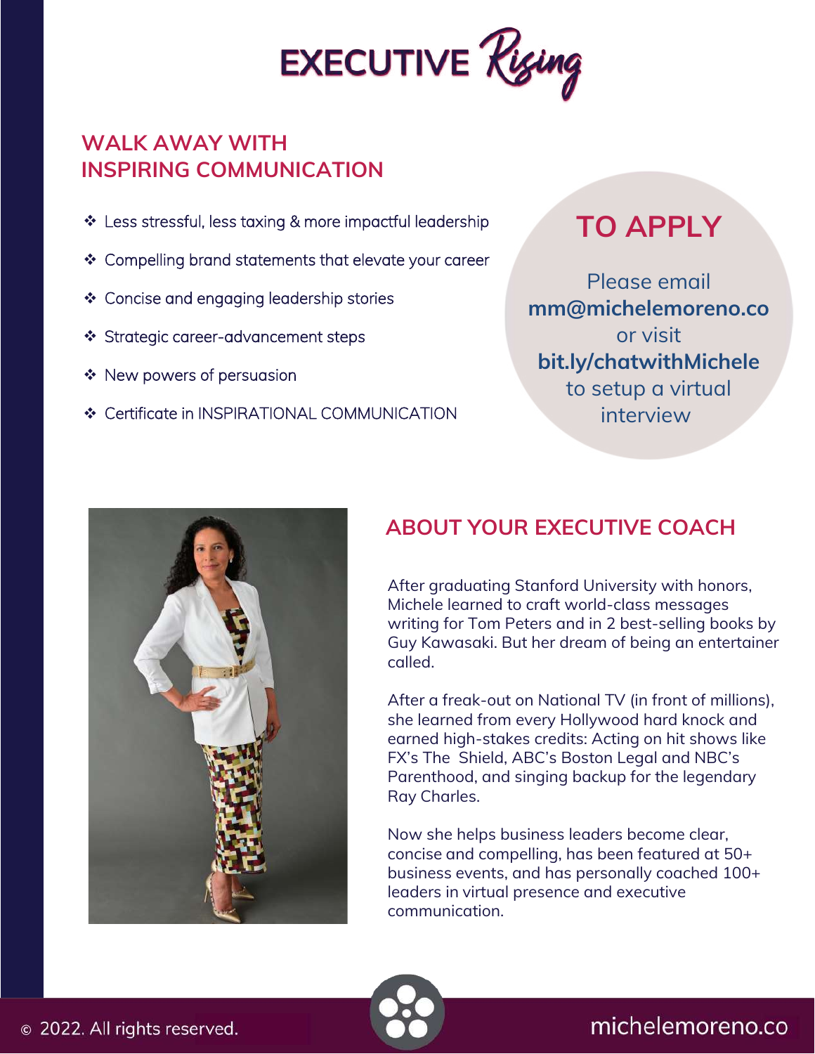# EXECUTIVE *Rising*

## WALK AWAY WITH INSPIRING COMMUNICATION

- Less stressful, less taxing & more impactful leadership
- Compelling brand statements that elevate your career
- Concise and engaging leadership stories
- Strategic career-advancement steps
- New powers of persuasion
- Certificate in INSPIRATIONAL COMMUNICATION

## TO APPLY

Please email **mm@michelemoreno.co** or visit **bit.ly/chatwithMichele** to setup a virtual interview

## ABOUT YOUR EXECUTIVE COACH

After graduating Stanford University with honors, Michele learned to craft world-class messages writing for Tom Peters and in 2 best-selling books by Guy Kawasaki. But her dream of being an entertainer called.

After a freak-out on National TV (in front of millions), she learned from every Hollywood hard knock and earned high-stakes credits: Acting on hit shows like FX's The Shield, ABC's Boston Legal and NBC's Parenthood, and singing backup for the legendary Ray Charles.

Now she helps business leaders become clear, concise and compelling, has been featured at 50+ business events, and has personally coached 100+ leaders in virtual presence and executive communication.

© 2022. All rights reserved.

michelemoreno.co